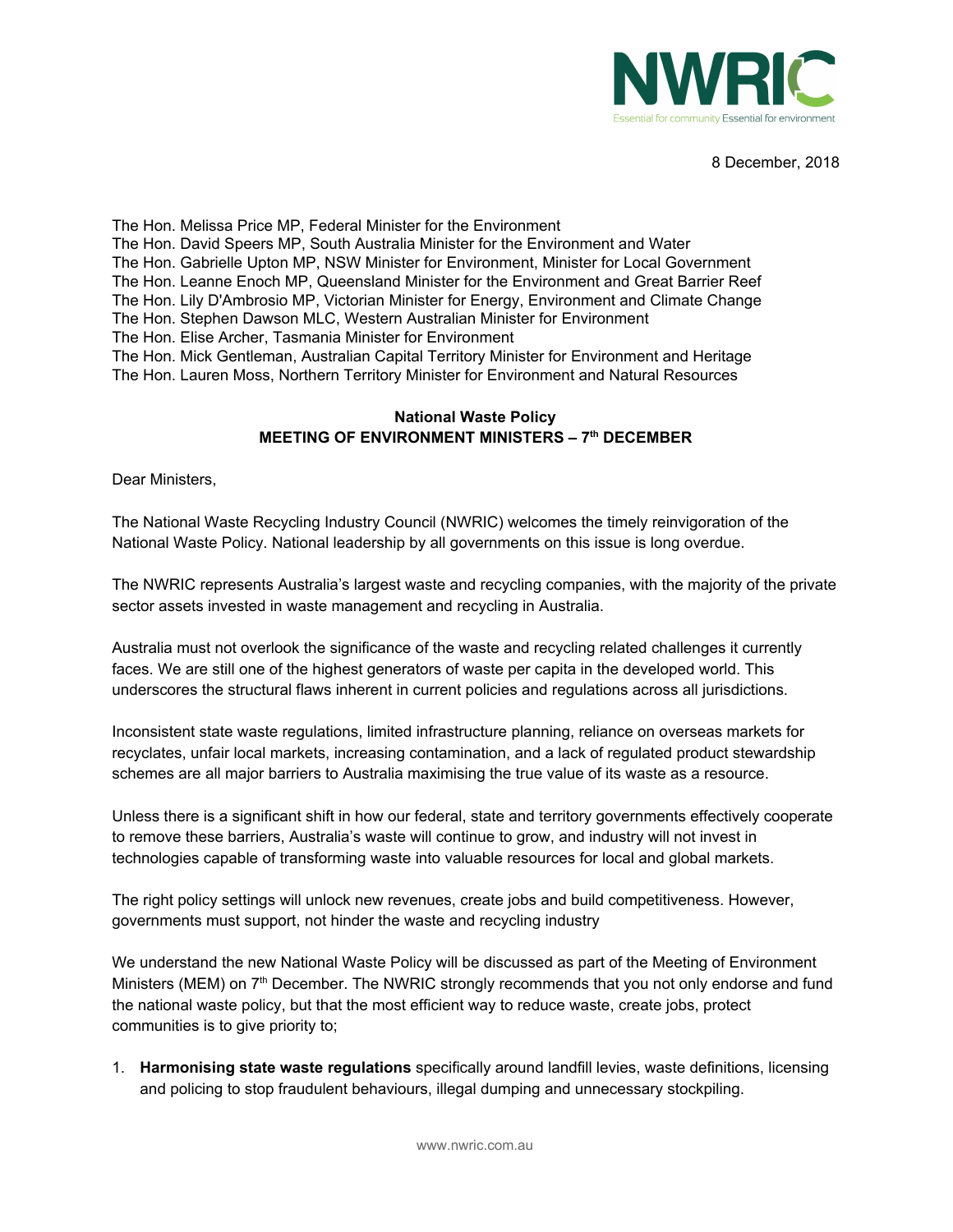NWRIC

Essential for community Essential for environment

8 December, 2018

The Hon. Melissa Price MP, Federal Minister for the Environment
The Hon. David Speers MP, South Australia Minister for the Environment and Water
The Hon. Gabrielle Upton MP, NSW Minister for Environment, Minister for Local Government
The Hon. Leanne Enoch MP, Queensland Minister for the Environment and Great Barrier Reef
The Hon. Lily D'Ambrosio MP, Victorian Minister for Energy, Environment and Climate Change
The Hon. Stephen Dawson MLC, Western Australian Minister for Environment
The Hon. Elise Archer, Tasmania Minister for Environment
The Hon. Mick Gentleman, Australian Capital Territory Minister for Environment and Heritage
The Hon. Lauren Moss, Northern Territory Minister for Environment and Natural Resources

**National Waste Policy**
**MEETING OF ENVIRONMENT MINISTERS – 7th DECEMBER**

Dear Ministers,

The National Waste Recycling Industry Council (NWRIC) welcomes the timely reinvigoration of the National Waste Policy. National leadership by all governments on this issue is long overdue.

The NWRIC represents Australia's largest waste and recycling companies, with the majority of the private sector assets invested in waste management and recycling in Australia.

Australia must not overlook the significance of the waste and recycling related challenges it currently faces. We are still one of the highest generators of waste per capita in the developed world. This underscores the structural flaws inherent in current policies and regulations across all jurisdictions.

Inconsistent state waste regulations, limited infrastructure planning, reliance on overseas markets for recyclates, unfair local markets, increasing contamination, and a lack of regulated product stewardship schemes are all major barriers to Australia maximising the true value of its waste as a resource.

Unless there is a significant shift in how our federal, state and territory governments effectively cooperate to remove these barriers, Australia's waste will continue to grow, and industry will not invest in technologies capable of transforming waste into valuable resources for local and global markets.

The right policy settings will unlock new revenues, create jobs and build competitiveness. However, governments must support, not hinder the waste and recycling industry

We understand the new National Waste Policy will be discussed as part of the Meeting of Environment Ministers (MEM) on 7th December. The NWRIC strongly recommends that you not only endorse and fund the national waste policy, but that the most efficient way to reduce waste, create jobs, protect communities is to give priority to;

1. **Harmonising state waste regulations** specifically around landfill levies, waste definitions, licensing and policing to stop fraudulent behaviours, illegal dumping and unnecessary stockpiling.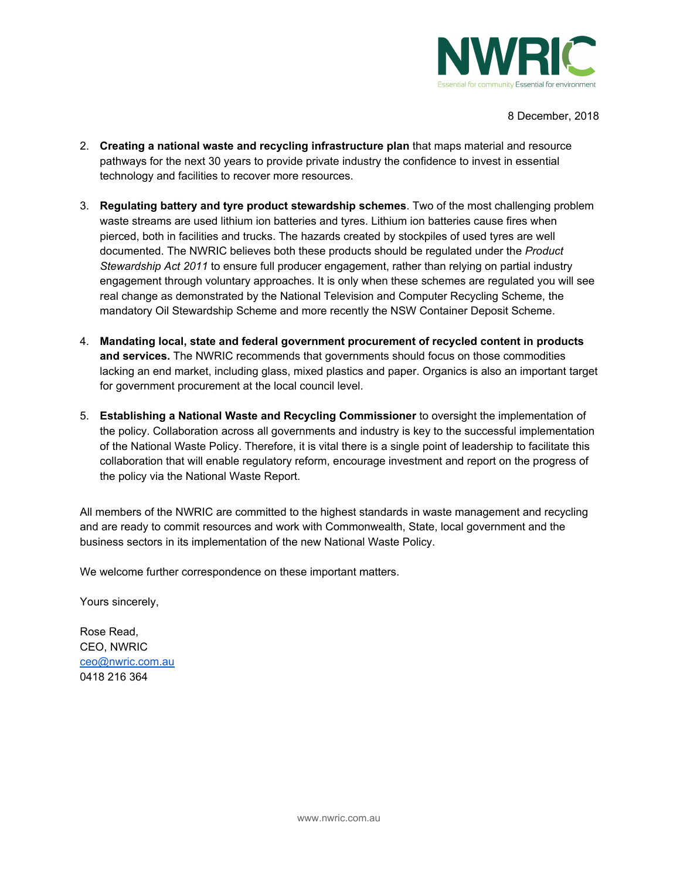8 December, 2018

2. **Creating a national waste and recycling infrastructure plan** that maps material and resource pathways for the next 30 years to provide private industry the confidence to invest in essential technology and facilities to recover more resources.

3. **Regulating battery and tyre product stewardship schemes**. Two of the most challenging problem waste streams are used lithium ion batteries and tyres. Lithium ion batteries cause fires when pierced, both in facilities and trucks. The hazards created by stockpiles of used tyres are well documented. The NWRIC believes both these products should be regulated under the *Product Stewardship Act 2011* to ensure full producer engagement, rather than relying on partial industry engagement through voluntary approaches. It is only when these schemes are regulated you will see real change as demonstrated by the National Television and Computer Recycling Scheme, the mandatory Oil Stewardship Scheme and more recently the NSW Container Deposit Scheme.

4. **Mandating local, state and federal government procurement of recycled content in products and services.** The NWRIC recommends that governments should focus on those commodities lacking an end market, including glass, mixed plastics and paper. Organics is also an important target for government procurement at the local council level.

5. **Establishing a National Waste and Recycling Commissioner** to oversight the implementation of the policy. Collaboration across all governments and industry is key to the successful implementation of the National Waste Policy. Therefore, it is vital there is a single point of leadership to facilitate this collaboration that will enable regulatory reform, encourage investment and report on the progress of the policy via the National Waste Report.

All members of the NWRIC are committed to the highest standards in waste management and recycling and are ready to commit resources and work with Commonwealth, State, local government and the business sectors in its implementation of the new National Waste Policy.

We welcome further correspondence on these important matters.

Yours sincerely,

Rose Read,
CEO, NWRIC
ceo@nwric.com.au
0418 216 364